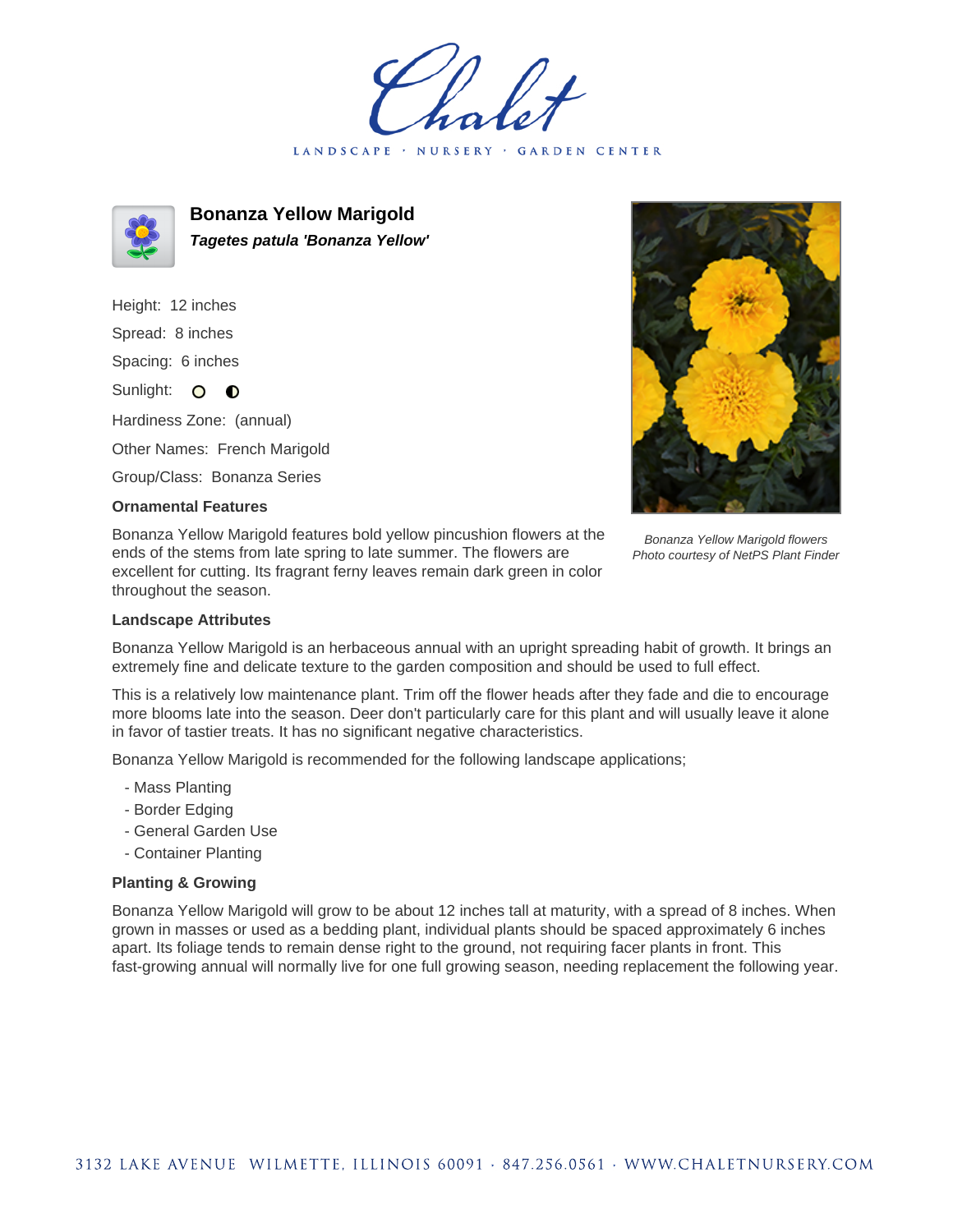# Bonanza Yellow Marigold

***Tagetes patula 'Bonanza Yellow'***

Height: 12 inches

Spread: 8 inches

Spacing: 6 inches

Sunlight: ○ ◐

Hardiness Zone: (annual)

Other Names: French Marigold

Group/Class: Bonanza Series

### Ornamental Features

Bonanza Yellow Marigold features bold yellow pincushion flowers at the ends of the stems from late spring to late summer. The flowers are excellent for cutting. Its fragrant ferny leaves remain dark green in color throughout the season.

*Bonanza Yellow Marigold flowers*
*Photo courtesy of NetPS Plant Finder*

### Landscape Attributes

Bonanza Yellow Marigold is an herbaceous annual with an upright spreading habit of growth. It brings an extremely fine and delicate texture to the garden composition and should be used to full effect.

This is a relatively low maintenance plant. Trim off the flower heads after they fade and die to encourage more blooms late into the season. Deer don't particularly care for this plant and will usually leave it alone in favor of tastier treats. It has no significant negative characteristics.

Bonanza Yellow Marigold is recommended for the following landscape applications;

- Mass Planting
- Border Edging
- General Garden Use
- Container Planting

### Planting & Growing

Bonanza Yellow Marigold will grow to be about 12 inches tall at maturity, with a spread of 8 inches. When grown in masses or used as a bedding plant, individual plants should be spaced approximately 6 inches apart. Its foliage tends to remain dense right to the ground, not requiring facer plants in front. This fast-growing annual will normally live for one full growing season, needing replacement the following year.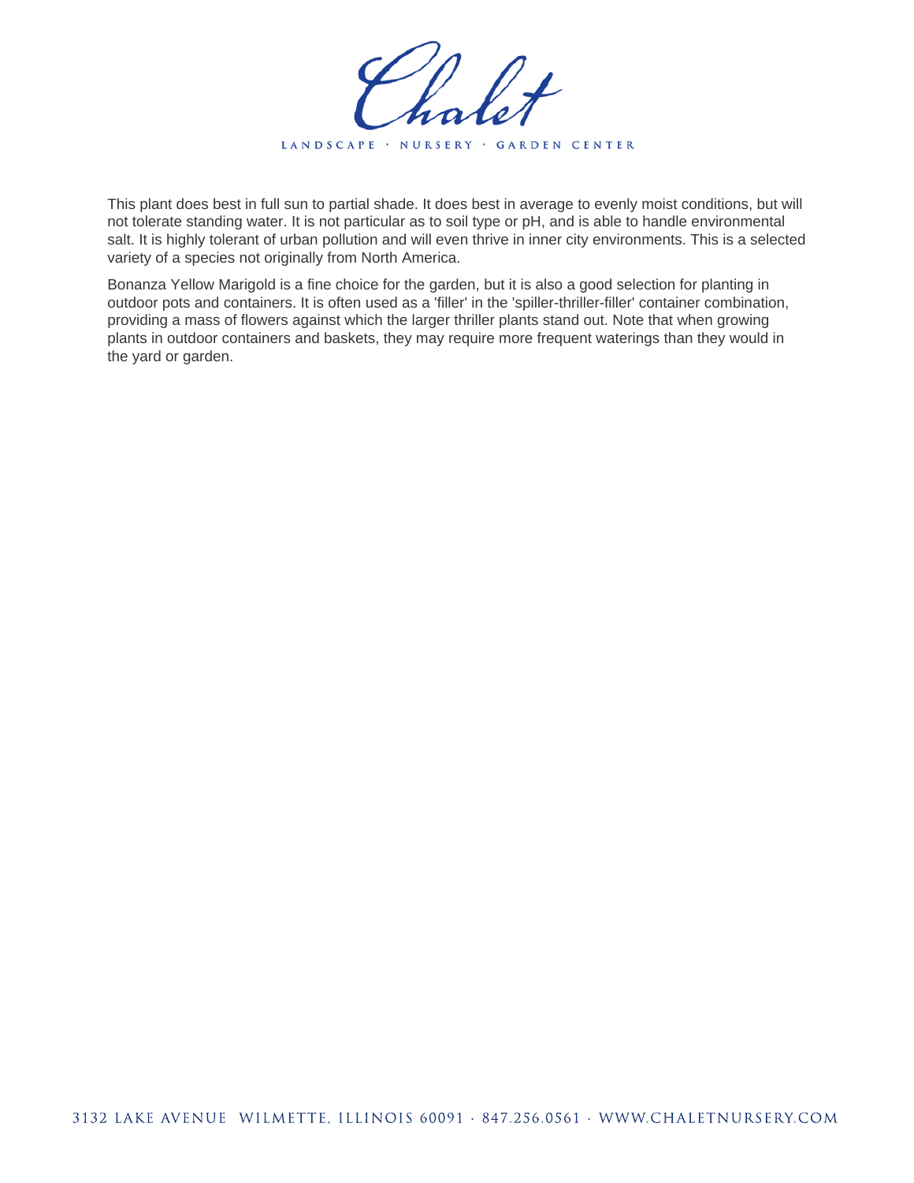This plant does best in full sun to partial shade. It does best in average to evenly moist conditions, but will not tolerate standing water. It is not particular as to soil type or pH, and is able to handle environmental salt. It is highly tolerant of urban pollution and will even thrive in inner city environments. This is a selected variety of a species not originally from North America.

Bonanza Yellow Marigold is a fine choice for the garden, but it is also a good selection for planting in outdoor pots and containers. It is often used as a 'filler' in the 'spiller-thriller-filler' container combination, providing a mass of flowers against which the larger thriller plants stand out. Note that when growing plants in outdoor containers and baskets, they may require more frequent waterings than they would in the yard or garden.